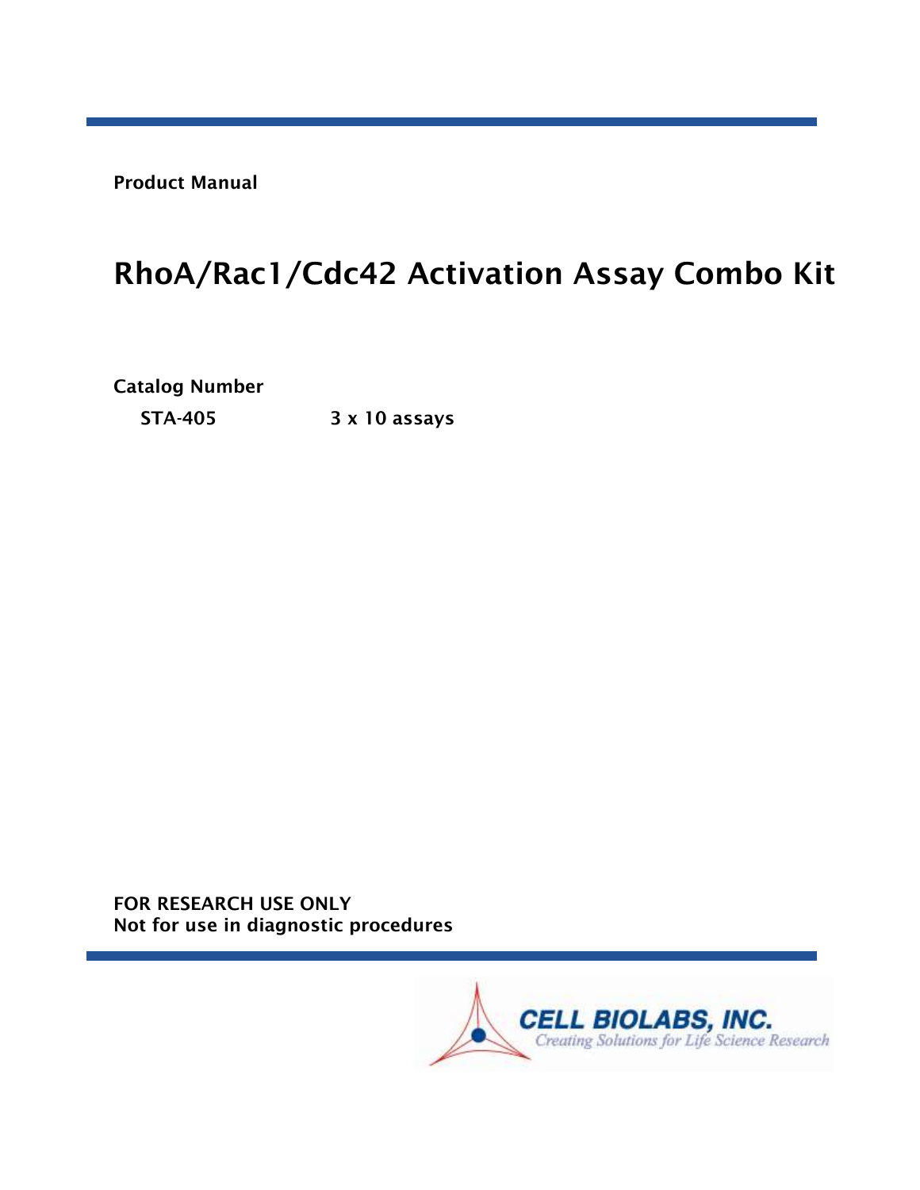Product Manual

# RhoA/Rac1/Cdc42 Activation Assay Combo Kit

**Catalog Number**

| | |
|---|---|
| STA-405 | 3 x 10 assays |

**FOR RESEARCH USE ONLY**
**Not for use in diagnostic procedures**

CELL BIOLABS, INC.
*Creating Solutions for Life Science Research*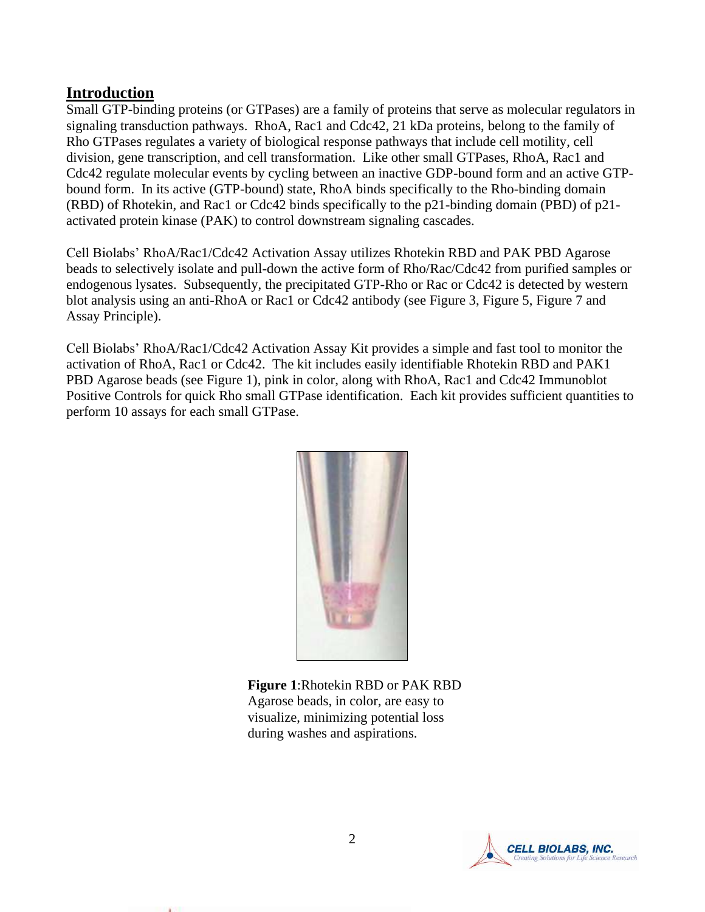## Introduction

Small GTP-binding proteins (or GTPases) are a family of proteins that serve as molecular regulators in signaling transduction pathways. RhoA, Rac1 and Cdc42, 21 kDa proteins, belong to the family of Rho GTPases regulates a variety of biological response pathways that include cell motility, cell division, gene transcription, and cell transformation. Like other small GTPases, RhoA, Rac1 and Cdc42 regulate molecular events by cycling between an inactive GDP-bound form and an active GTP-bound form. In its active (GTP-bound) state, RhoA binds specifically to the Rho-binding domain (RBD) of Rhotekin, and Rac1 or Cdc42 binds specifically to the p21-binding domain (PBD) of p21-activated protein kinase (PAK) to control downstream signaling cascades.

Cell Biolabs' RhoA/Rac1/Cdc42 Activation Assay utilizes Rhotekin RBD and PAK PBD Agarose beads to selectively isolate and pull-down the active form of Rho/Rac/Cdc42 from purified samples or endogenous lysates. Subsequently, the precipitated GTP-Rho or Rac or Cdc42 is detected by western blot analysis using an anti-RhoA or Rac1 or Cdc42 antibody (see Figure 3, Figure 5, Figure 7 and Assay Principle).

Cell Biolabs' RhoA/Rac1/Cdc42 Activation Assay Kit provides a simple and fast tool to monitor the activation of RhoA, Rac1 or Cdc42. The kit includes easily identifiable Rhotekin RBD and PAK1 PBD Agarose beads (see Figure 1), pink in color, along with RhoA, Rac1 and Cdc42 Immunoblot Positive Controls for quick Rho small GTPase identification. Each kit provides sufficient quantities to perform 10 assays for each small GTPase.

**Figure 1**:Rhotekin RBD or PAK RBD Agarose beads, in color, are easy to visualize, minimizing potential loss during washes and aspirations.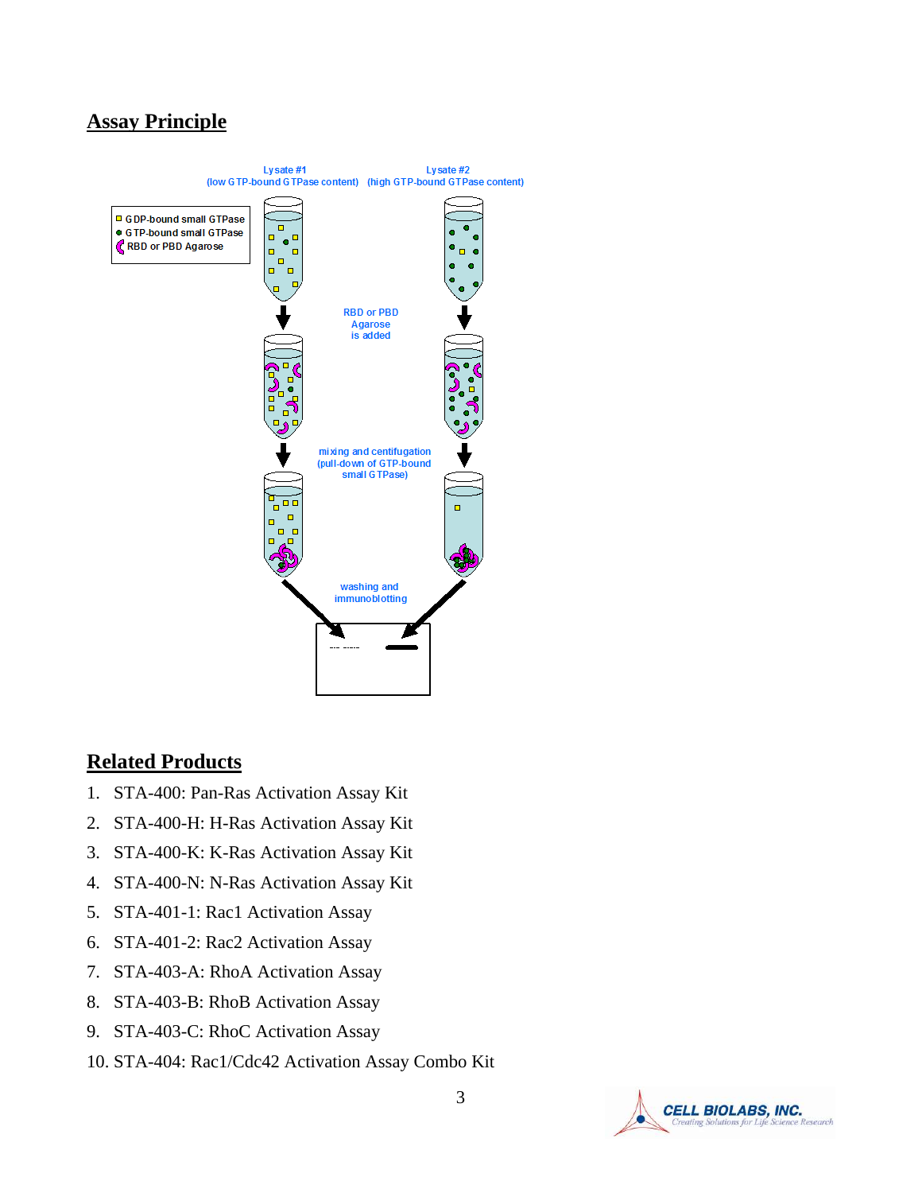## Assay Principle

## Related Products

1. STA-400: Pan-Ras Activation Assay Kit
2. STA-400-H: H-Ras Activation Assay Kit
3. STA-400-K: K-Ras Activation Assay Kit
4. STA-400-N: N-Ras Activation Assay Kit
5. STA-401-1: Rac1 Activation Assay
6. STA-401-2: Rac2 Activation Assay
7. STA-403-A: RhoA Activation Assay
8. STA-403-B: RhoB Activation Assay
9. STA-403-C: RhoC Activation Assay
10. STA-404: Rac1/Cdc42 Activation Assay Combo Kit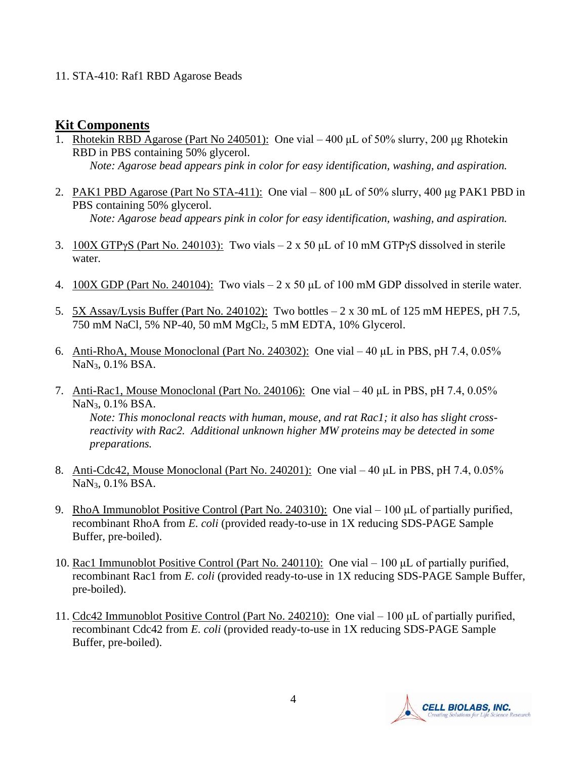11. STA-410: Raf1 RBD Agarose Beads

## Kit Components

1. Rhotekin RBD Agarose (Part No 240501): One vial – 400 µL of 50% slurry, 200 µg Rhotekin RBD in PBS containing 50% glycerol.
   *Note: Agarose bead appears pink in color for easy identification, washing, and aspiration.*

2. PAK1 PBD Agarose (Part No STA-411): One vial – 800 µL of 50% slurry, 400 µg PAK1 PBD in PBS containing 50% glycerol.
   *Note: Agarose bead appears pink in color for easy identification, washing, and aspiration.*

3. 100X GTPγS (Part No. 240103): Two vials – 2 x 50 µL of 10 mM GTPγS dissolved in sterile water.

4. 100X GDP (Part No. 240104): Two vials – 2 x 50 µL of 100 mM GDP dissolved in sterile water.

5. 5X Assay/Lysis Buffer (Part No. 240102): Two bottles – 2 x 30 mL of 125 mM HEPES, pH 7.5, 750 mM NaCl, 5% NP-40, 50 mM $MgCl_2$, 5 mM EDTA, 10% Glycerol.

6. Anti-RhoA, Mouse Monoclonal (Part No. 240302): One vial – 40 µL in PBS, pH 7.4, 0.05% $NaN_3$, 0.1% BSA.

7. Anti-Rac1, Mouse Monoclonal (Part No. 240106): One vial – 40 µL in PBS, pH 7.4, 0.05% $NaN_3$, 0.1% BSA.
   *Note: This monoclonal reacts with human, mouse, and rat Rac1; it also has slight cross-reactivity with Rac2. Additional unknown higher MW proteins may be detected in some preparations.*

8. Anti-Cdc42, Mouse Monoclonal (Part No. 240201): One vial – 40 µL in PBS, pH 7.4, 0.05% $NaN_3$, 0.1% BSA.

9. RhoA Immunoblot Positive Control (Part No. 240310): One vial – 100 µL of partially purified, recombinant RhoA from *E. coli* (provided ready-to-use in 1X reducing SDS-PAGE Sample Buffer, pre-boiled).

10. Rac1 Immunoblot Positive Control (Part No. 240110): One vial – 100 µL of partially purified, recombinant Rac1 from *E. coli* (provided ready-to-use in 1X reducing SDS-PAGE Sample Buffer, pre-boiled).

11. Cdc42 Immunoblot Positive Control (Part No. 240210): One vial – 100 µL of partially purified, recombinant Cdc42 from *E. coli* (provided ready-to-use in 1X reducing SDS-PAGE Sample Buffer, pre-boiled).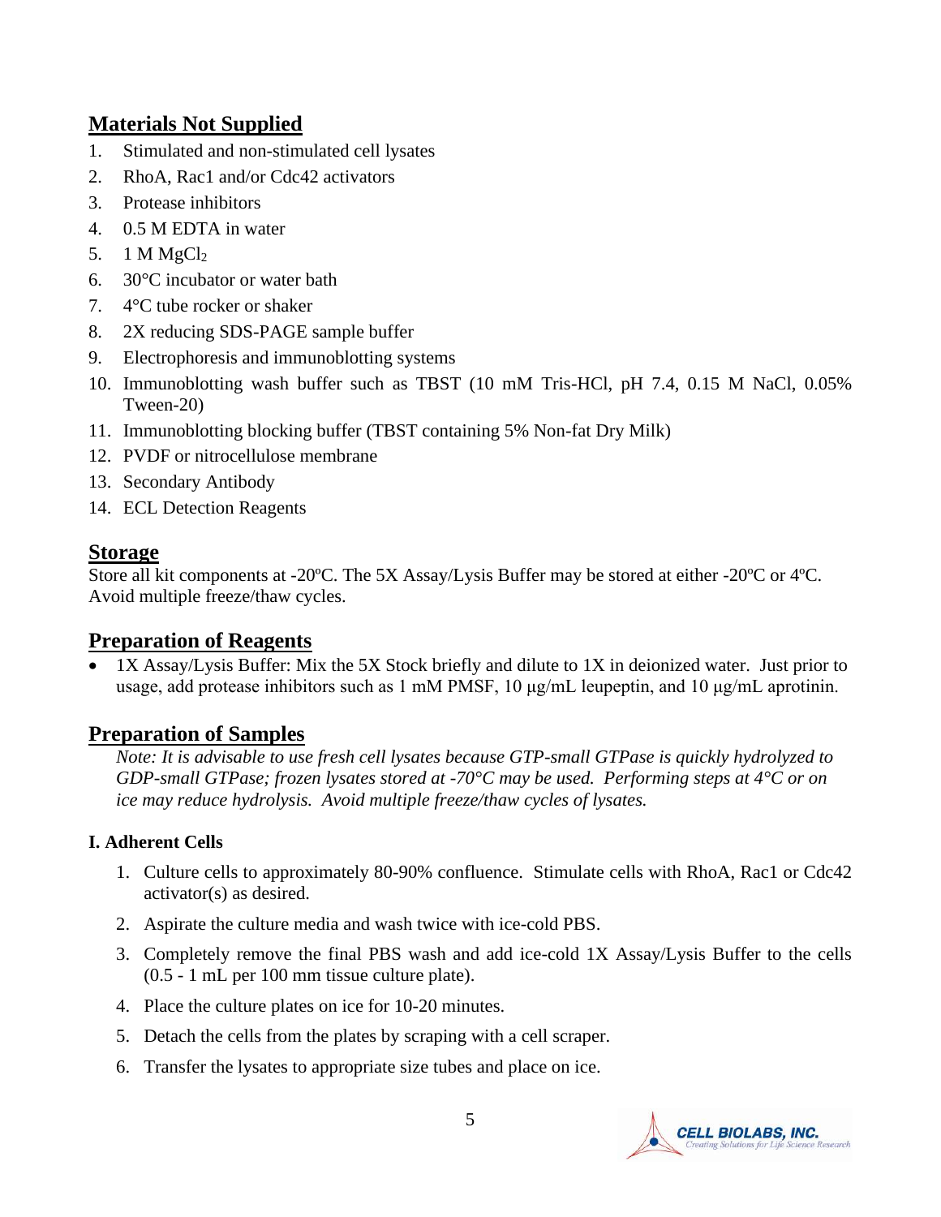## Materials Not Supplied

1. Stimulated and non-stimulated cell lysates
2. RhoA, Rac1 and/or Cdc42 activators
3. Protease inhibitors
4. 0.5 M EDTA in water
5. 1 M $MgCl_2$
6. 30°C incubator or water bath
7. 4°C tube rocker or shaker
8. 2X reducing SDS-PAGE sample buffer
9. Electrophoresis and immunoblotting systems
10. Immunoblotting wash buffer such as TBST (10 mM Tris-HCl, pH 7.4, 0.15 M NaCl, 0.05% Tween-20)
11. Immunoblotting blocking buffer (TBST containing 5% Non-fat Dry Milk)
12. PVDF or nitrocellulose membrane
13. Secondary Antibody
14. ECL Detection Reagents

## Storage

Store all kit components at -20ºC. The 5X Assay/Lysis Buffer may be stored at either -20ºC or 4ºC. Avoid multiple freeze/thaw cycles.

## Preparation of Reagents

- 1X Assay/Lysis Buffer: Mix the 5X Stock briefly and dilute to 1X in deionized water. Just prior to usage, add protease inhibitors such as 1 mM PMSF, 10 μg/mL leupeptin, and 10 μg/mL aprotinin.

## Preparation of Samples

*Note: It is advisable to use fresh cell lysates because GTP-small GTPase is quickly hydrolyzed to GDP-small GTPase; frozen lysates stored at -70°C may be used. Performing steps at 4°C or on ice may reduce hydrolysis. Avoid multiple freeze/thaw cycles of lysates.*

### I. Adherent Cells

1. Culture cells to approximately 80-90% confluence. Stimulate cells with RhoA, Rac1 or Cdc42 activator(s) as desired.
2. Aspirate the culture media and wash twice with ice-cold PBS.
3. Completely remove the final PBS wash and add ice-cold 1X Assay/Lysis Buffer to the cells (0.5 - 1 mL per 100 mm tissue culture plate).
4. Place the culture plates on ice for 10-20 minutes.
5. Detach the cells from the plates by scraping with a cell scraper.
6. Transfer the lysates to appropriate size tubes and place on ice.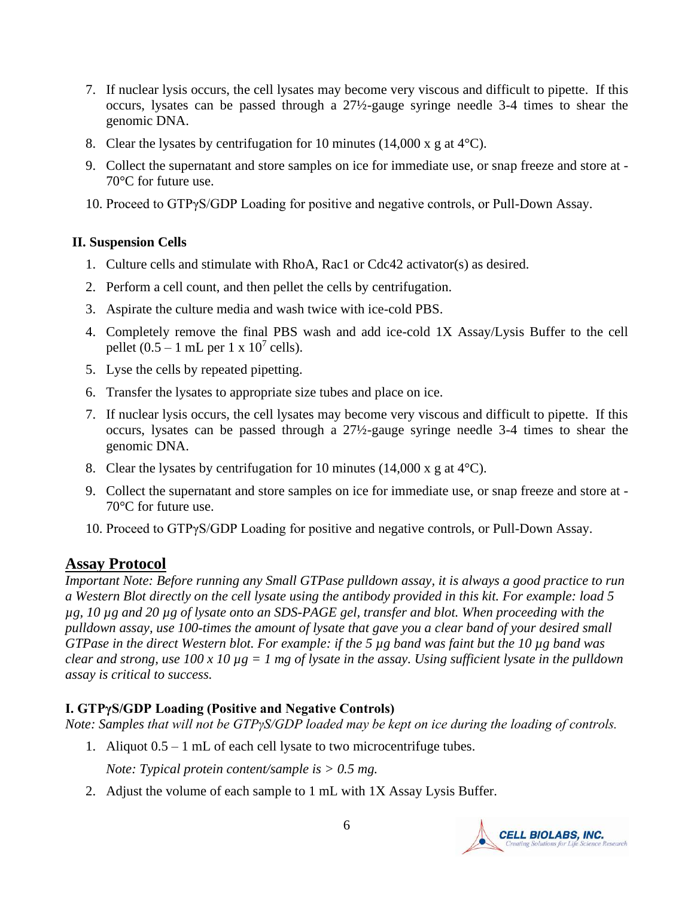7. If nuclear lysis occurs, the cell lysates may become very viscous and difficult to pipette. If this occurs, lysates can be passed through a 27½-gauge syringe needle 3-4 times to shear the genomic DNA.
8. Clear the lysates by centrifugation for 10 minutes (14,000 x g at 4°C).
9. Collect the supernatant and store samples on ice for immediate use, or snap freeze and store at -70°C for future use.
10. Proceed to GTPγS/GDP Loading for positive and negative controls, or Pull-Down Assay.

### II. Suspension Cells

1. Culture cells and stimulate with RhoA, Rac1 or Cdc42 activator(s) as desired.
2. Perform a cell count, and then pellet the cells by centrifugation.
3. Aspirate the culture media and wash twice with ice-cold PBS.
4. Completely remove the final PBS wash and add ice-cold 1X Assay/Lysis Buffer to the cell pellet (0.5 – 1 mL per 1 x $10^7$ cells).
5. Lyse the cells by repeated pipetting.
6. Transfer the lysates to appropriate size tubes and place on ice.
7. If nuclear lysis occurs, the cell lysates may become very viscous and difficult to pipette. If this occurs, lysates can be passed through a 27½-gauge syringe needle 3-4 times to shear the genomic DNA.
8. Clear the lysates by centrifugation for 10 minutes (14,000 x g at 4°C).
9. Collect the supernatant and store samples on ice for immediate use, or snap freeze and store at -70°C for future use.
10. Proceed to GTPγS/GDP Loading for positive and negative controls, or Pull-Down Assay.

## Assay Protocol

*Important Note: Before running any Small GTPase pulldown assay, it is always a good practice to run a Western Blot directly on the cell lysate using the antibody provided in this kit. For example: load 5 µg, 10 µg and 20 µg of lysate onto an SDS-PAGE gel, transfer and blot. When proceeding with the pulldown assay, use 100-times the amount of lysate that gave you a clear band of your desired small GTPase in the direct Western blot. For example: if the 5 µg band was faint but the 10 µg band was clear and strong, use 100 x 10 µg = 1 mg of lysate in the assay. Using sufficient lysate in the pulldown assay is critical to success.*

### I. GTPγS/GDP Loading (Positive and Negative Controls)

*Note: Samples that will not be GTPγS/GDP loaded may be kept on ice during the loading of controls.*

1. Aliquot 0.5 – 1 mL of each cell lysate to two microcentrifuge tubes.

   *Note: Typical protein content/sample is > 0.5 mg.*

2. Adjust the volume of each sample to 1 mL with 1X Assay Lysis Buffer.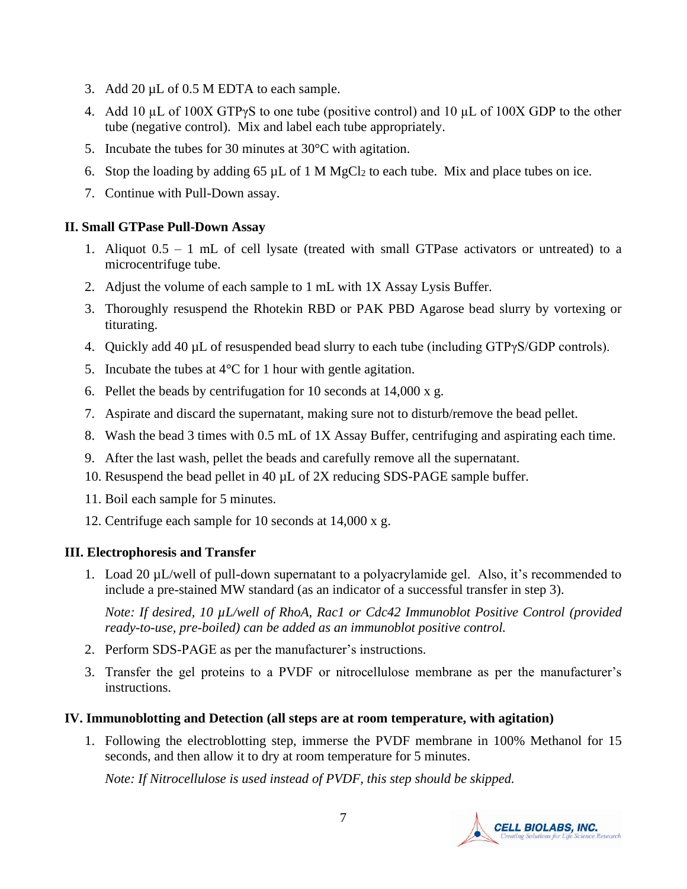3. Add 20 µL of 0.5 M EDTA to each sample.
4. Add 10 µL of 100X GTPγS to one tube (positive control) and 10 µL of 100X GDP to the other tube (negative control). Mix and label each tube appropriately.
5. Incubate the tubes for 30 minutes at 30°C with agitation.
6. Stop the loading by adding 65 µL of 1 M $MgCl_2$ to each tube. Mix and place tubes on ice.
7. Continue with Pull-Down assay.

### II. Small GTPase Pull-Down Assay

1. Aliquot 0.5 – 1 mL of cell lysate (treated with small GTPase activators or untreated) to a microcentrifuge tube.
2. Adjust the volume of each sample to 1 mL with 1X Assay Lysis Buffer.
3. Thoroughly resuspend the Rhotekin RBD or PAK PBD Agarose bead slurry by vortexing or titurating.
4. Quickly add 40 µL of resuspended bead slurry to each tube (including GTPγS/GDP controls).
5. Incubate the tubes at 4°C for 1 hour with gentle agitation.
6. Pellet the beads by centrifugation for 10 seconds at 14,000 x g.
7. Aspirate and discard the supernatant, making sure not to disturb/remove the bead pellet.
8. Wash the bead 3 times with 0.5 mL of 1X Assay Buffer, centrifuging and aspirating each time.
9. After the last wash, pellet the beads and carefully remove all the supernatant.
10. Resuspend the bead pellet in 40 µL of 2X reducing SDS-PAGE sample buffer.
11. Boil each sample for 5 minutes.
12. Centrifuge each sample for 10 seconds at 14,000 x g.

### III. Electrophoresis and Transfer

1. Load 20 µL/well of pull-down supernatant to a polyacrylamide gel. Also, it's recommended to include a pre-stained MW standard (as an indicator of a successful transfer in step 3).

   *Note: If desired, 10 µL/well of RhoA, Rac1 or Cdc42 Immunoblot Positive Control (provided ready-to-use, pre-boiled) can be added as an immunoblot positive control.*

2. Perform SDS-PAGE as per the manufacturer's instructions.
3. Transfer the gel proteins to a PVDF or nitrocellulose membrane as per the manufacturer's instructions.

### IV. Immunoblotting and Detection (all steps are at room temperature, with agitation)

1. Following the electroblotting step, immerse the PVDF membrane in 100% Methanol for 15 seconds, and then allow it to dry at room temperature for 5 minutes.

   *Note: If Nitrocellulose is used instead of PVDF, this step should be skipped.*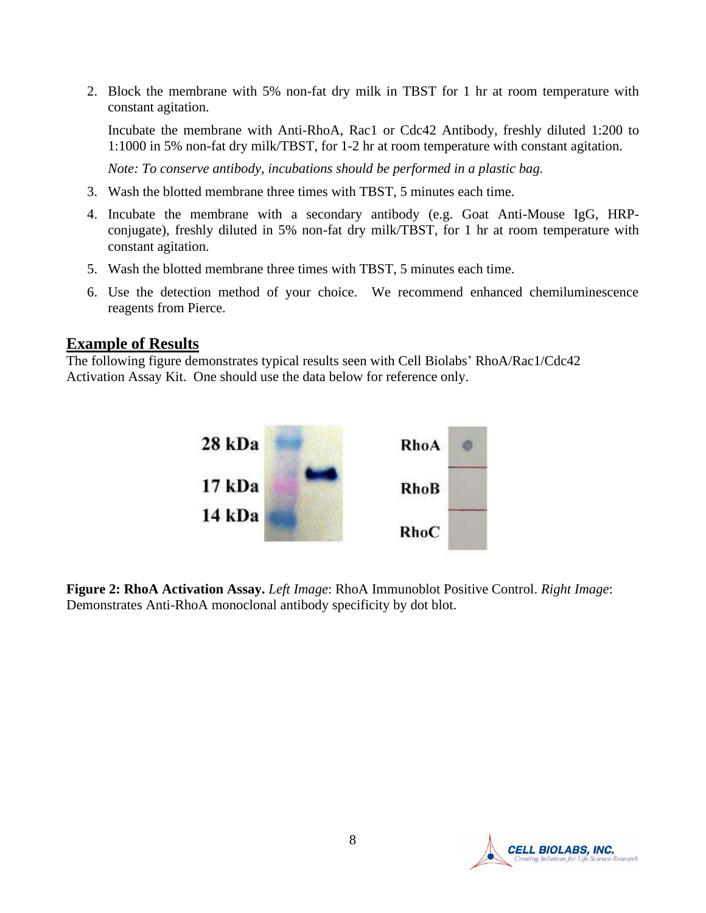2. Block the membrane with 5% non-fat dry milk in TBST for 1 hr at room temperature with constant agitation.

   Incubate the membrane with Anti-RhoA, Rac1 or Cdc42 Antibody, freshly diluted 1:200 to 1:1000 in 5% non-fat dry milk/TBST, for 1-2 hr at room temperature with constant agitation.

   *Note: To conserve antibody, incubations should be performed in a plastic bag.*

3. Wash the blotted membrane three times with TBST, 5 minutes each time.
4. Incubate the membrane with a secondary antibody (e.g. Goat Anti-Mouse IgG, HRP-conjugate), freshly diluted in 5% non-fat dry milk/TBST, for 1 hr at room temperature with constant agitation.
5. Wash the blotted membrane three times with TBST, 5 minutes each time.
6. Use the detection method of your choice. We recommend enhanced chemiluminescence reagents from Pierce.

## Example of Results

The following figure demonstrates typical results seen with Cell Biolabs' RhoA/Rac1/Cdc42 Activation Assay Kit. One should use the data below for reference only.

**Figure 2: RhoA Activation Assay.** *Left Image*: RhoA Immunoblot Positive Control. *Right Image*: Demonstrates Anti-RhoA monoclonal antibody specificity by dot blot.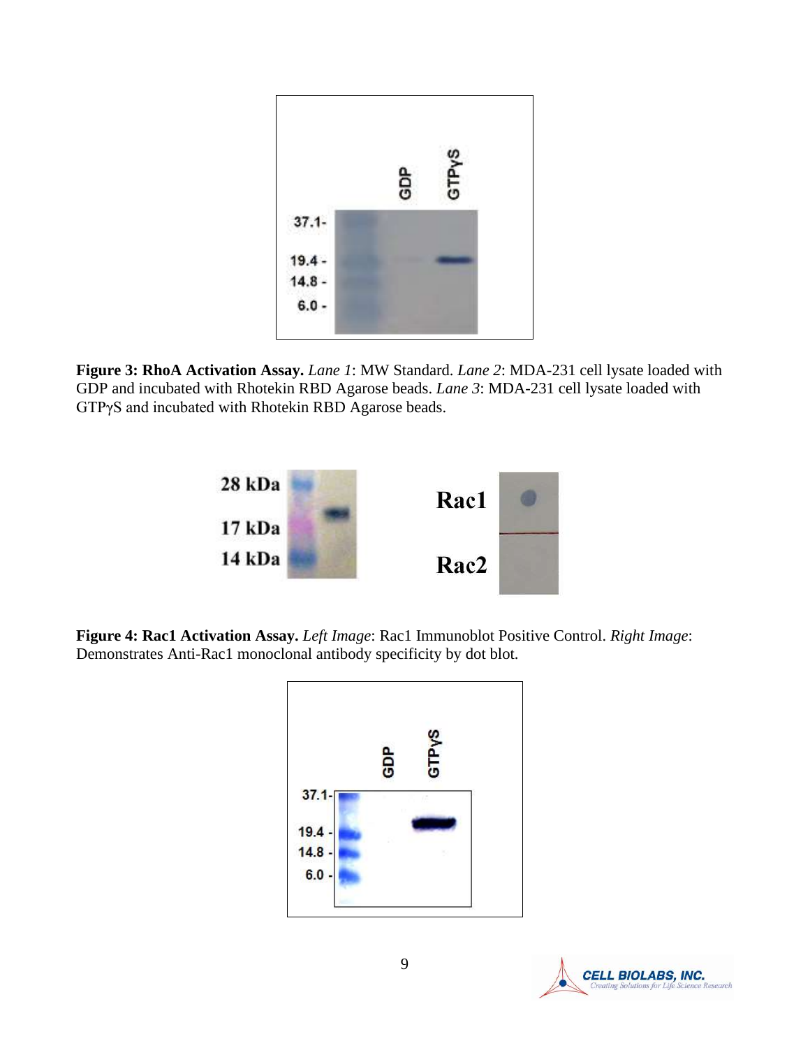**Figure 3: RhoA Activation Assay.** *Lane 1*: MW Standard. *Lane 2*: MDA-231 cell lysate loaded with GDP and incubated with Rhotekin RBD Agarose beads. *Lane 3*: MDA-231 cell lysate loaded with GTPγS and incubated with Rhotekin RBD Agarose beads.

**Figure 4: Rac1 Activation Assay.** *Left Image*: Rac1 Immunoblot Positive Control. *Right Image*: Demonstrates Anti-Rac1 monoclonal antibody specificity by dot blot.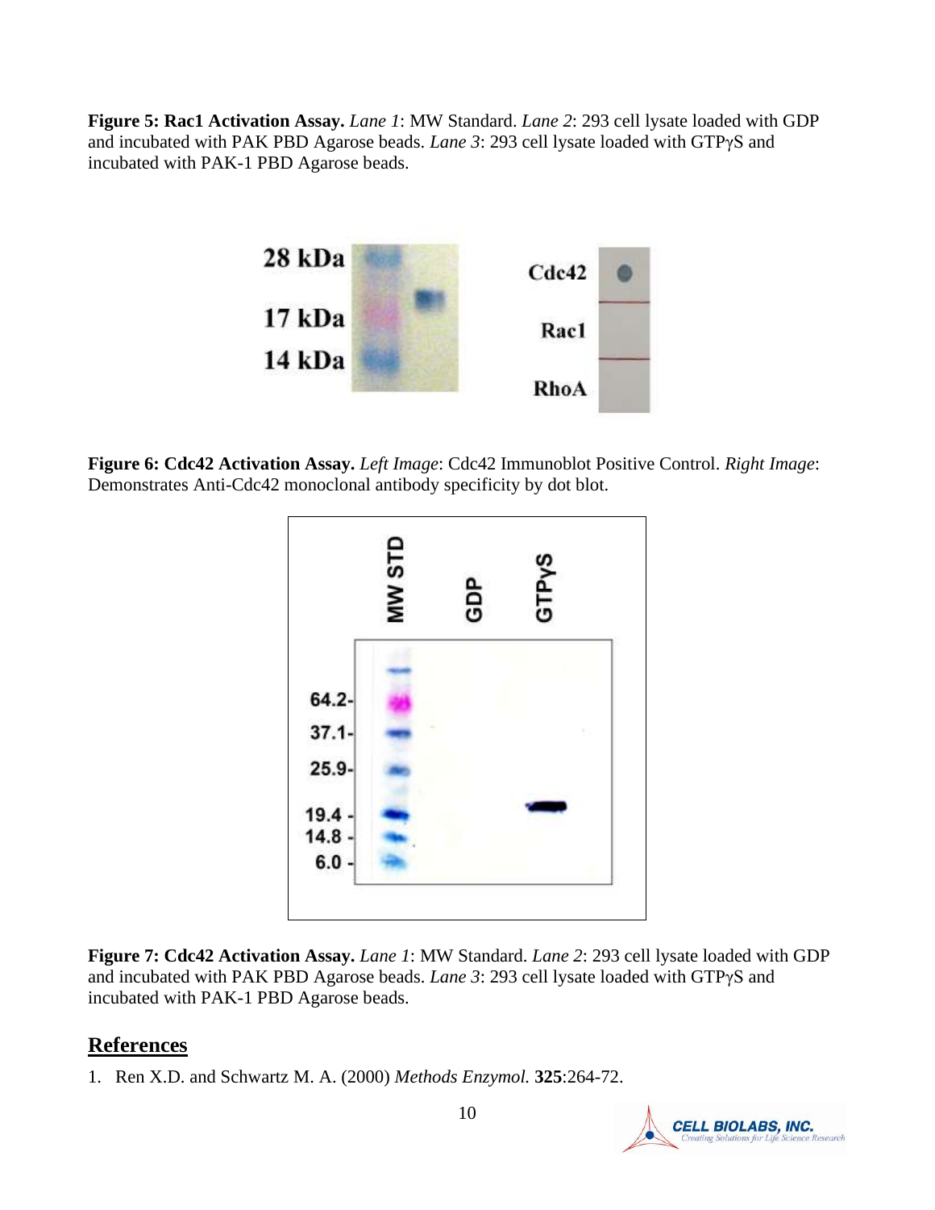**Figure 5: Rac1 Activation Assay.** *Lane 1*: MW Standard. *Lane 2*: 293 cell lysate loaded with GDP and incubated with PAK PBD Agarose beads. *Lane 3*: 293 cell lysate loaded with GTPγS and incubated with PAK-1 PBD Agarose beads.

**Figure 6: Cdc42 Activation Assay.** *Left Image*: Cdc42 Immunoblot Positive Control. *Right Image*: Demonstrates Anti-Cdc42 monoclonal antibody specificity by dot blot.

**Figure 7: Cdc42 Activation Assay.** *Lane 1*: MW Standard. *Lane 2*: 293 cell lysate loaded with GDP and incubated with PAK PBD Agarose beads. *Lane 3*: 293 cell lysate loaded with GTPγS and incubated with PAK-1 PBD Agarose beads.

## References

1. Ren X.D. and Schwartz M. A. (2000) *Methods Enzymol.* **325**:264-72.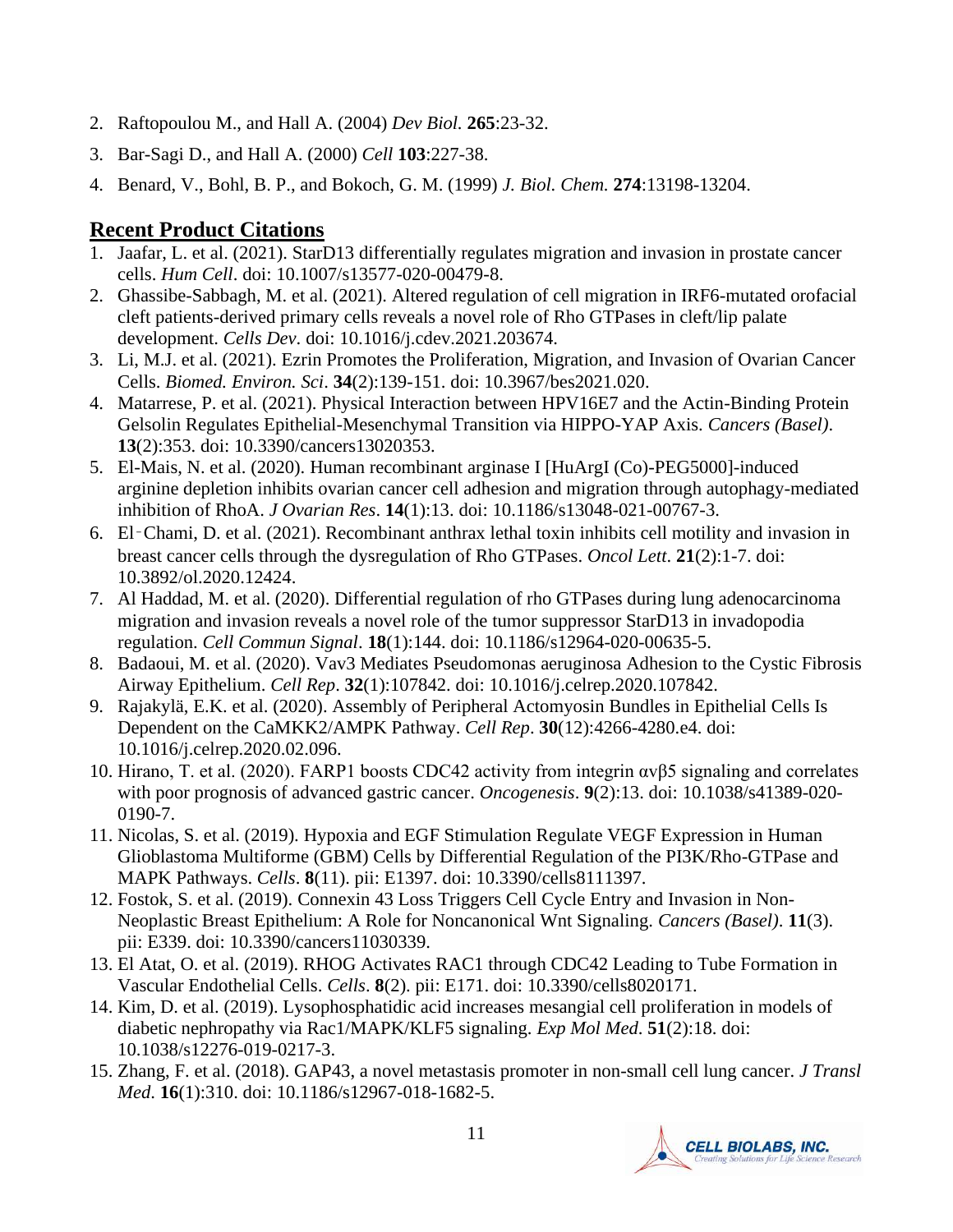2. Raftopoulou M., and Hall A. (2004) *Dev Biol.* **265**:23-32.
3. Bar-Sagi D., and Hall A. (2000) *Cell* **103**:227-38.
4. Benard, V., Bohl, B. P., and Bokoch, G. M. (1999) *J. Biol. Chem.* **274**:13198-13204.

## Recent Product Citations

1. Jaafar, L. et al. (2021). StarD13 differentially regulates migration and invasion in prostate cancer cells. *Hum Cell*. doi: 10.1007/s13577-020-00479-8.
2. Ghassibe-Sabbagh, M. et al. (2021). Altered regulation of cell migration in IRF6-mutated orofacial cleft patients-derived primary cells reveals a novel role of Rho GTPases in cleft/lip palate development. *Cells Dev*. doi: 10.1016/j.cdev.2021.203674.
3. Li, M.J. et al. (2021). Ezrin Promotes the Proliferation, Migration, and Invasion of Ovarian Cancer Cells. *Biomed. Environ. Sci*. **34**(2):139-151. doi: 10.3967/bes2021.020.
4. Matarrese, P. et al. (2021). Physical Interaction between HPV16E7 and the Actin-Binding Protein Gelsolin Regulates Epithelial-Mesenchymal Transition via HIPPO-YAP Axis. *Cancers (Basel)*. **13**(2):353. doi: 10.3390/cancers13020353.
5. El-Mais, N. et al. (2020). Human recombinant arginase I [HuArgI (Co)-PEG5000]-induced arginine depletion inhibits ovarian cancer cell adhesion and migration through autophagy-mediated inhibition of RhoA. *J Ovarian Res*. **14**(1):13. doi: 10.1186/s13048-021-00767-3.
6. El-Chami, D. et al. (2021). Recombinant anthrax lethal toxin inhibits cell motility and invasion in breast cancer cells through the dysregulation of Rho GTPases. *Oncol Lett*. **21**(2):1-7. doi: 10.3892/ol.2020.12424.
7. Al Haddad, M. et al. (2020). Differential regulation of rho GTPases during lung adenocarcinoma migration and invasion reveals a novel role of the tumor suppressor StarD13 in invadopodia regulation. *Cell Commun Signal*. **18**(1):144. doi: 10.1186/s12964-020-00635-5.
8. Badaoui, M. et al. (2020). Vav3 Mediates Pseudomonas aeruginosa Adhesion to the Cystic Fibrosis Airway Epithelium. *Cell Rep*. **32**(1):107842. doi: 10.1016/j.celrep.2020.107842.
9. Rajakylä, E.K. et al. (2020). Assembly of Peripheral Actomyosin Bundles in Epithelial Cells Is Dependent on the CaMKK2/AMPK Pathway. *Cell Rep*. **30**(12):4266-4280.e4. doi: 10.1016/j.celrep.2020.02.096.
10. Hirano, T. et al. (2020). FARP1 boosts CDC42 activity from integrin αvβ5 signaling and correlates with poor prognosis of advanced gastric cancer. *Oncogenesis*. **9**(2):13. doi: 10.1038/s41389-020-0190-7.
11. Nicolas, S. et al. (2019). Hypoxia and EGF Stimulation Regulate VEGF Expression in Human Glioblastoma Multiforme (GBM) Cells by Differential Regulation of the PI3K/Rho-GTPase and MAPK Pathways. *Cells*. **8**(11). pii: E1397. doi: 10.3390/cells8111397.
12. Fostok, S. et al. (2019). Connexin 43 Loss Triggers Cell Cycle Entry and Invasion in Non-Neoplastic Breast Epithelium: A Role for Noncanonical Wnt Signaling. *Cancers (Basel)*. **11**(3). pii: E339. doi: 10.3390/cancers11030339.
13. El Atat, O. et al. (2019). RHOG Activates RAC1 through CDC42 Leading to Tube Formation in Vascular Endothelial Cells. *Cells*. **8**(2). pii: E171. doi: 10.3390/cells8020171.
14. Kim, D. et al. (2019). Lysophosphatidic acid increases mesangial cell proliferation in models of diabetic nephropathy via Rac1/MAPK/KLF5 signaling. *Exp Mol Med*. **51**(2):18. doi: 10.1038/s12276-019-0217-3.
15. Zhang, F. et al. (2018). GAP43, a novel metastasis promoter in non-small cell lung cancer. *J Transl Med*. **16**(1):310. doi: 10.1186/s12967-018-1682-5.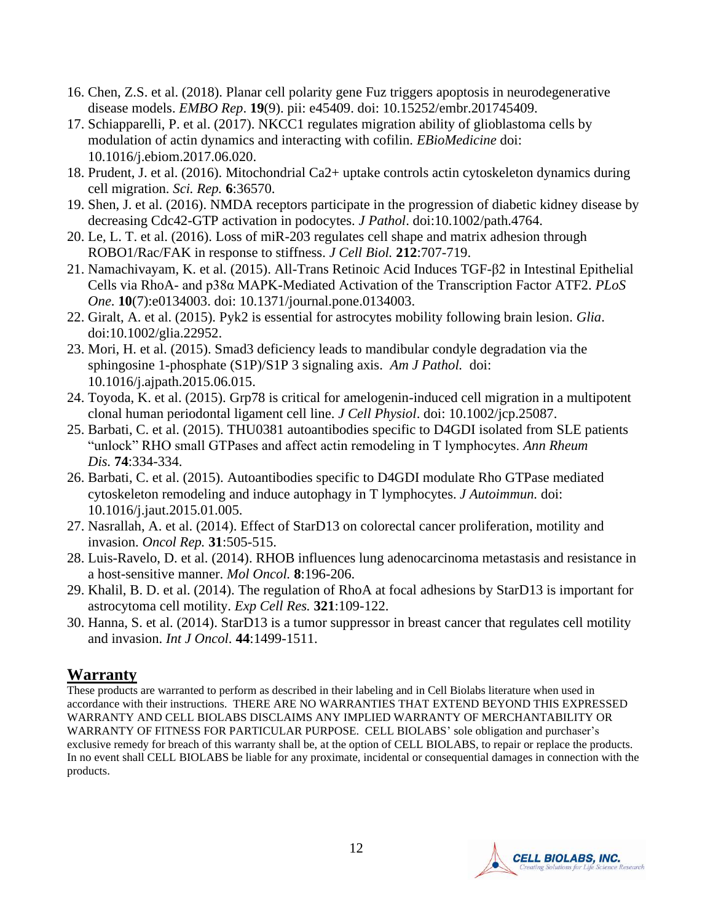16. Chen, Z.S. et al. (2018). Planar cell polarity gene Fuz triggers apoptosis in neurodegenerative disease models. *EMBO Rep*. **19**(9). pii: e45409. doi: 10.15252/embr.201745409.
17. Schiapparelli, P. et al. (2017). NKCC1 regulates migration ability of glioblastoma cells by modulation of actin dynamics and interacting with cofilin. *EBioMedicine* doi: 10.1016/j.ebiom.2017.06.020.
18. Prudent, J. et al. (2016). Mitochondrial Ca2+ uptake controls actin cytoskeleton dynamics during cell migration. *Sci. Rep.* **6**:36570.
19. Shen, J. et al. (2016). NMDA receptors participate in the progression of diabetic kidney disease by decreasing Cdc42-GTP activation in podocytes. *J Pathol*. doi:10.1002/path.4764.
20. Le, L. T. et al. (2016). Loss of miR-203 regulates cell shape and matrix adhesion through ROBO1/Rac/FAK in response to stiffness. *J Cell Biol.* **212**:707-719.
21. Namachivayam, K. et al. (2015). All-Trans Retinoic Acid Induces TGF-β2 in Intestinal Epithelial Cells via RhoA- and p38α MAPK-Mediated Activation of the Transcription Factor ATF2. *PLoS One.* **10**(7):e0134003. doi: 10.1371/journal.pone.0134003.
22. Giralt, A. et al. (2015). Pyk2 is essential for astrocytes mobility following brain lesion. *Glia*. doi:10.1002/glia.22952.
23. Mori, H. et al. (2015). Smad3 deficiency leads to mandibular condyle degradation via the sphingosine 1-phosphate (S1P)/S1P 3 signaling axis. *Am J Pathol.* doi: 10.1016/j.ajpath.2015.06.015.
24. Toyoda, K. et al. (2015). Grp78 is critical for amelogenin-induced cell migration in a multipotent clonal human periodontal ligament cell line. *J Cell Physiol*. doi: 10.1002/jcp.25087.
25. Barbati, C. et al. (2015). THU0381 autoantibodies specific to D4GDI isolated from SLE patients "unlock" RHO small GTPases and affect actin remodeling in T lymphocytes. *Ann Rheum Dis.* **74**:334-334.
26. Barbati, C. et al. (2015). Autoantibodies specific to D4GDI modulate Rho GTPase mediated cytoskeleton remodeling and induce autophagy in T lymphocytes. *J Autoimmun.* doi: 10.1016/j.jaut.2015.01.005.
27. Nasrallah, A. et al. (2014). Effect of StarD13 on colorectal cancer proliferation, motility and invasion. *Oncol Rep.* **31**:505-515.
28. Luis-Ravelo, D. et al. (2014). RHOB influences lung adenocarcinoma metastasis and resistance in a host-sensitive manner. *Mol Oncol.* **8**:196-206.
29. Khalil, B. D. et al. (2014). The regulation of RhoA at focal adhesions by StarD13 is important for astrocytoma cell motility. *Exp Cell Res.* **321**:109-122.
30. Hanna, S. et al. (2014). StarD13 is a tumor suppressor in breast cancer that regulates cell motility and invasion. *Int J Oncol.* **44**:1499-1511.

## Warranty

These products are warranted to perform as described in their labeling and in Cell Biolabs literature when used in accordance with their instructions. THERE ARE NO WARRANTIES THAT EXTEND BEYOND THIS EXPRESSED WARRANTY AND CELL BIOLABS DISCLAIMS ANY IMPLIED WARRANTY OF MERCHANTABILITY OR WARRANTY OF FITNESS FOR PARTICULAR PURPOSE. CELL BIOLABS' sole obligation and purchaser's exclusive remedy for breach of this warranty shall be, at the option of CELL BIOLABS, to repair or replace the products. In no event shall CELL BIOLABS be liable for any proximate, incidental or consequential damages in connection with the products.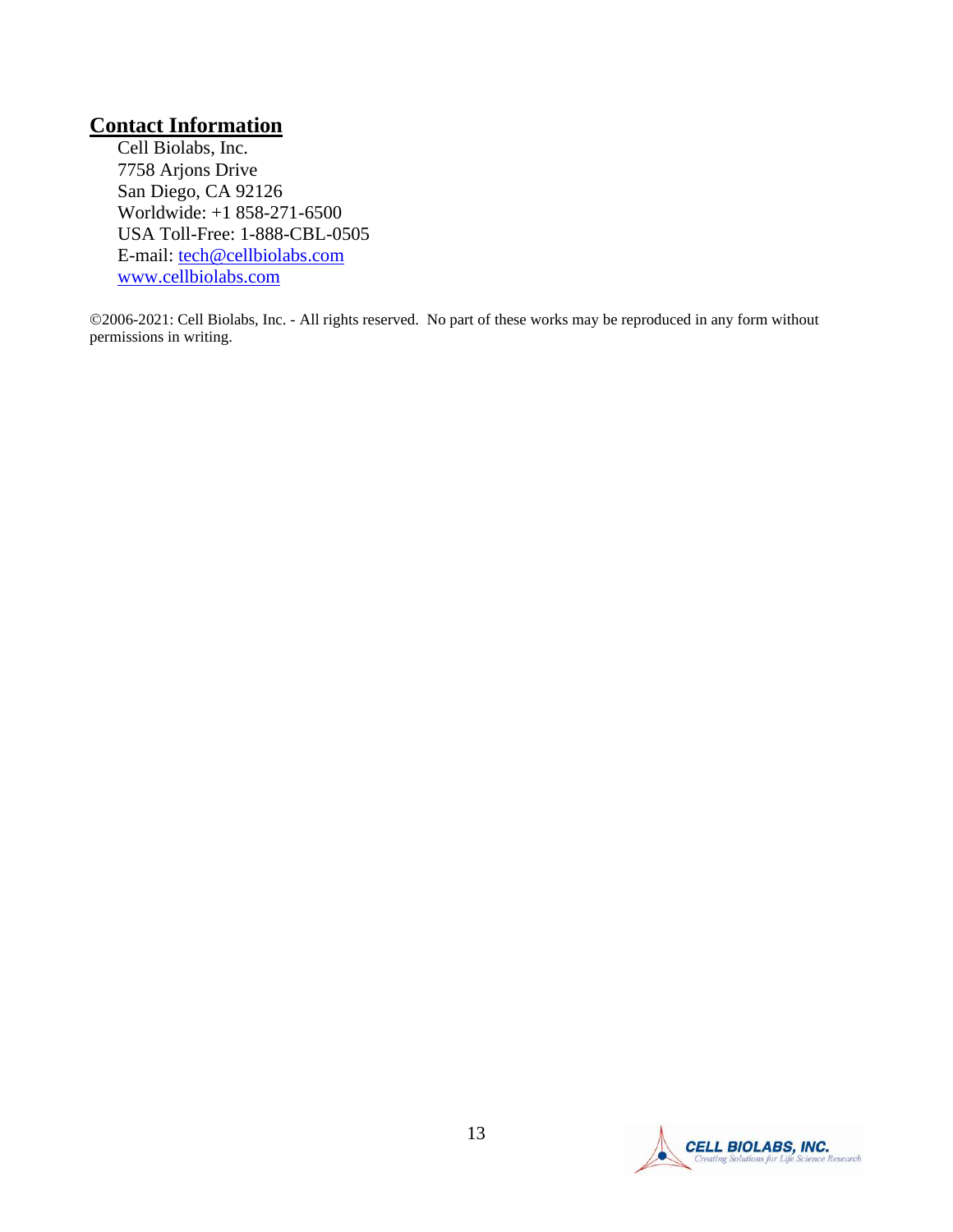## Contact Information

Cell Biolabs, Inc.
7758 Arjons Drive
San Diego, CA 92126
Worldwide: +1 858-271-6500
USA Toll-Free: 1-888-CBL-0505
E-mail: tech@cellbiolabs.com
www.cellbiolabs.com

©2006-2021: Cell Biolabs, Inc. - All rights reserved. No part of these works may be reproduced in any form without permissions in writing.